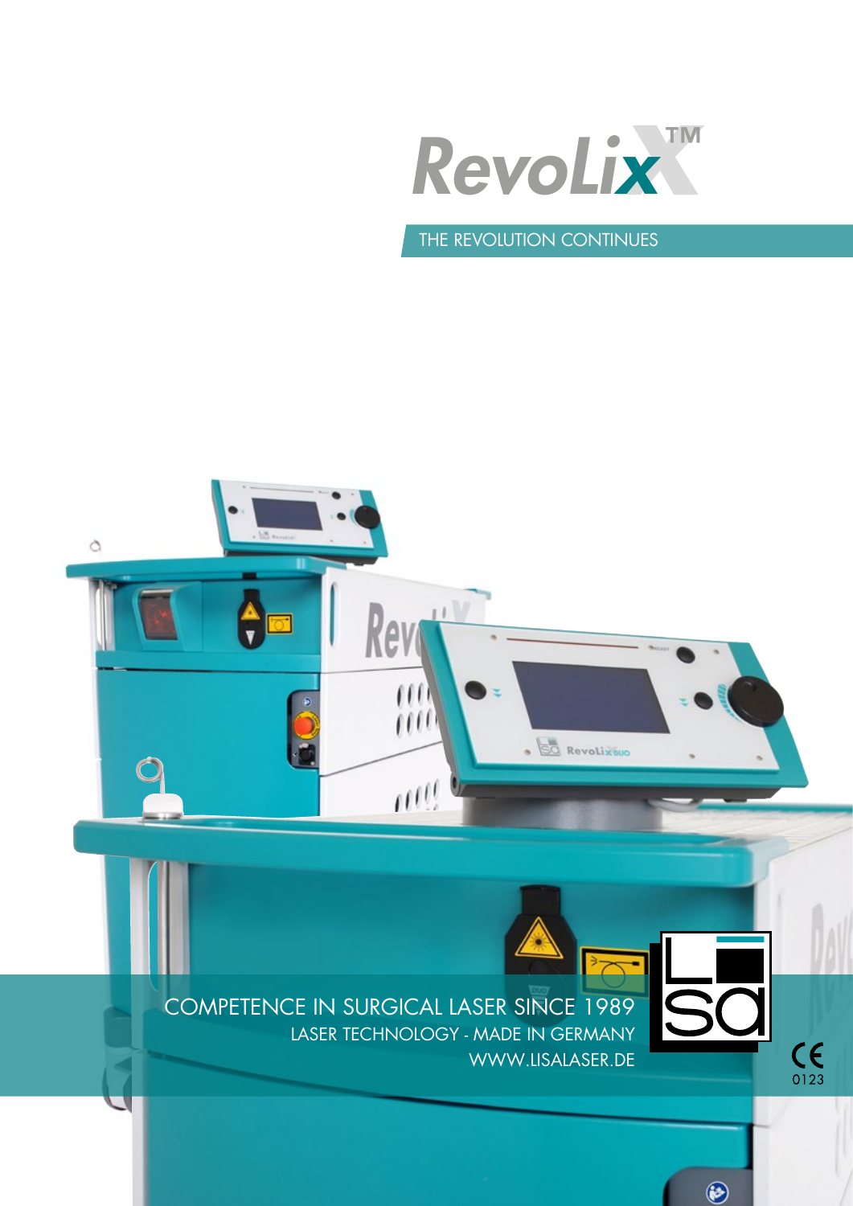# RevoLix™

THE REVOLUTION CONTINUES

COMPETENCE IN SURGICAL LASER SINCE 1989

LASER TECHNOLOGY - MADE IN GERMANY

WWW.LISALASER.DE

CE 0123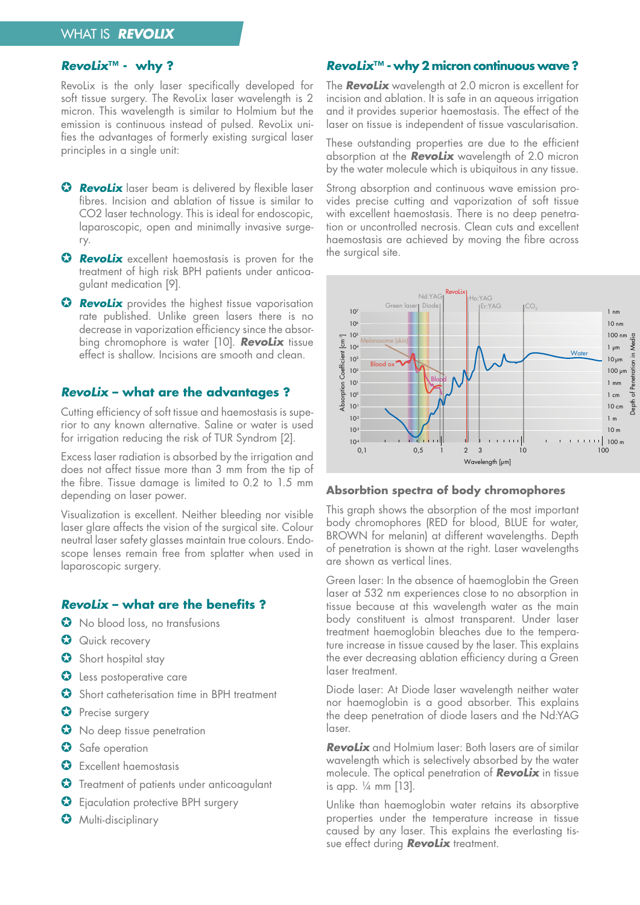## *RevoLix™* - why ?

RevoLix is the only laser specifically developed for soft tissue surgery. The RevoLix laser wavelength is 2 micron. This wavelength is similar to Holmium but the emission is continuous instead of pulsed. RevoLix unifies the advantages of formerly existing surgical laser principles in a single unit:

- ***RevoLix*** laser beam is delivered by flexible laser fibres. Incision and ablation of tissue is similar to CO2 laser technology. This is ideal for endoscopic, laparoscopic, open and minimally invasive surgery.
- ***RevoLix*** excellent haemostasis is proven for the treatment of high risk BPH patients under anticoagulant medication [9].
- ***RevoLix*** provides the highest tissue vaporisation rate published. Unlike green lasers there is no decrease in vaporization efficiency since the absorbing chromophore is water [10]. ***RevoLix*** tissue effect is shallow. Incisions are smooth and clean.

## *RevoLix* – what are the advantages ?

Cutting efficiency of soft tissue and haemostasis is superior to any known alternative. Saline or water is used for irrigation reducing the risk of TUR Syndrom [2].

Excess laser radiation is absorbed by the irrigation and does not affect tissue more than 3 mm from the tip of the fibre. Tissue damage is limited to 0.2 to 1.5 mm depending on laser power.

Visualization is excellent. Neither bleeding nor visible laser glare affects the vision of the surgical site. Colour neutral laser safety glasses maintain true colours. Endoscope lenses remain free from splatter when used in laparoscopic surgery.

## *RevoLix* – what are the benefits ?

- No blood loss, no transfusions
- Quick recovery
- Short hospital stay
- Less postoperative care
- Short catheterisation time in BPH treatment
- Precise surgery
- No deep tissue penetration
- Safe operation
- Excellent haemostasis
- Treatment of patients under anticoagulant
- Ejaculation protective BPH surgery
- Multi-disciplinary

## *RevoLix™* - why 2 micron continuous wave ?

The ***RevoLix*** wavelength at 2.0 micron is excellent for incision and ablation. It is safe in an aqueous irrigation and it provides superior haemostasis. The effect of the laser on tissue is independent of tissue vascularisation.

These outstanding properties are due to the efficient absorption at the ***RevoLix*** wavelength of 2.0 micron by the water molecule which is ubiquitous in any tissue.

Strong absorption and continuous wave emission provides precise cutting and vaporization of soft tissue with excellent haemostasis. There is no deep penetration or uncontrolled necrosis. Clean cuts and excellent haemostasis are achieved by moving the fibre across the surgical site.

### Absorbtion spectra of body chromophores

This graph shows the absorption of the most important body chromophores (RED for blood, BLUE for water, BROWN for melanin) at different wavelengths. Depth of penetration is shown at the right. Laser wavelengths are shown as vertical lines.

Green laser: In the absence of haemoglobin the Green laser at 532 nm experiences close to no absorption in tissue because at this wavelength water as the main body constituent is almost transparent. Under laser treatment haemoglobin bleaches due to the temperature increase in tissue caused by the laser. This explains the ever decreasing ablation efficiency during a Green laser treatment.

Diode laser: At Diode laser wavelength neither water nor haemoglobin is a good absorber. This explains the deep penetration of diode lasers and the Nd:YAG laser.

***RevoLix*** and Holmium laser: Both lasers are of similar wavelength which is selectively absorbed by the water molecule. The optical penetration of ***RevoLix*** in tissue is app. ¼ mm [13].

Unlike than haemoglobin water retains its absorptive properties under the temperature increase in tissue caused by any laser. This explains the everlasting tissue effect during ***RevoLix*** treatment.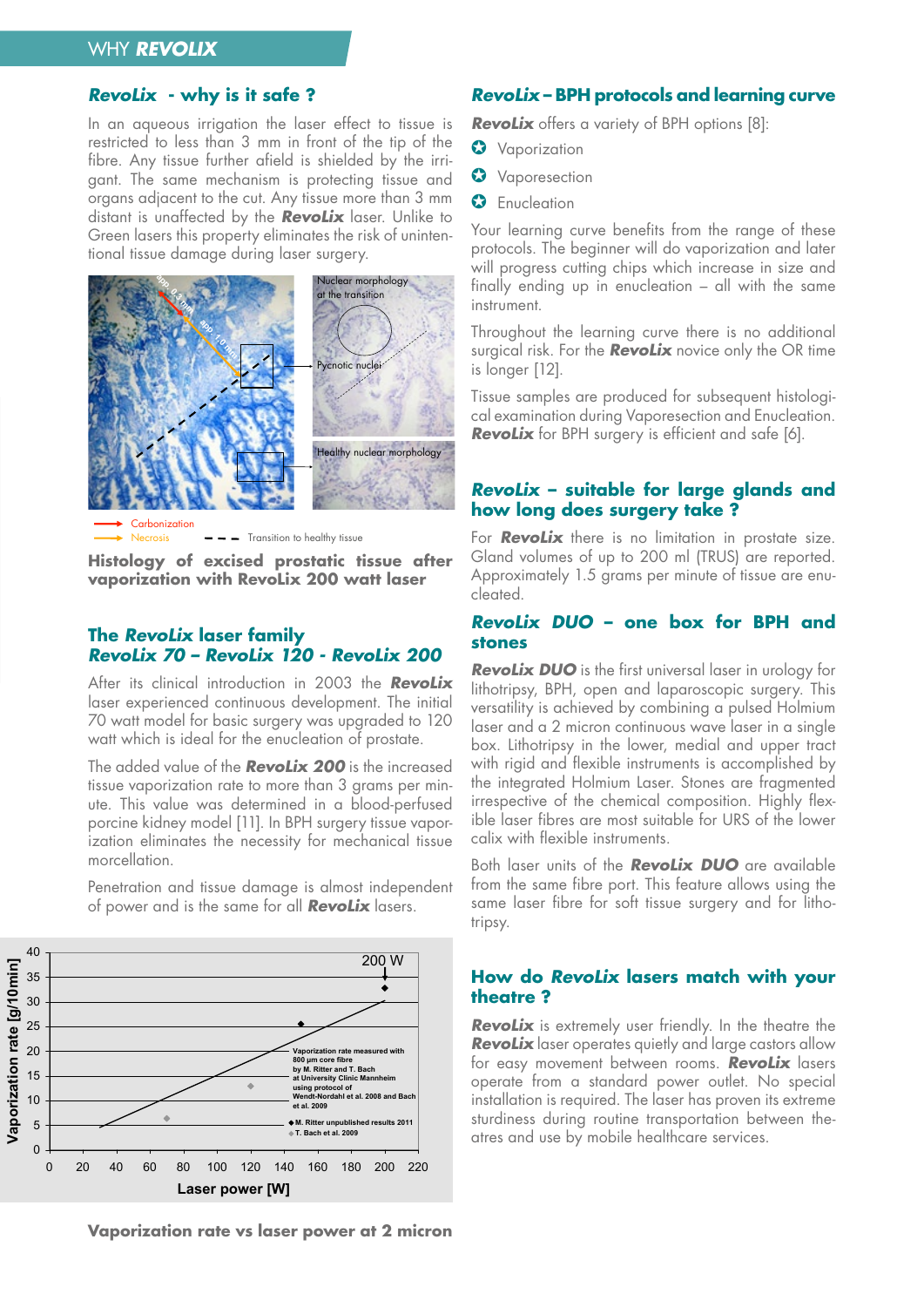## WHY **REVOLIX**

### ***RevoLix*** - why is it safe ?

In an aqueous irrigation the laser effect to tissue is restricted to less than 3 mm in front of the tip of the fibre. Any tissue further afield is shielded by the irrigant. The same mechanism is protecting tissue and organs adjacent to the cut. Any tissue more than 3 mm distant is unaffected by the ***RevoLix*** laser. Unlike to Green lasers this property eliminates the risk of unintentional tissue damage during laser surgery.

Carbonization
Necrosis
Transition to healthy tissue

**Histology of excised prostatic tissue after vaporization with RevoLix 200 watt laser**

### The ***RevoLix*** laser family
### ***RevoLix 70 – RevoLix 120 - RevoLix 200***

After its clinical introduction in 2003 the ***RevoLix*** laser experienced continuous development. The initial 70 watt model for basic surgery was upgraded to 120 watt which is ideal for the enucleation of prostate.

The added value of the ***RevoLix 200*** is the increased tissue vaporization rate to more than 3 grams per minute. This value was determined in a blood-perfused porcine kidney model [11]. In BPH surgery tissue vaporization eliminates the necessity for mechanical tissue morcellation.

Penetration and tissue damage is almost independent of power and is the same for all ***RevoLix*** lasers.

**Vaporization rate vs laser power at 2 micron**

### ***RevoLix*** – BPH protocols and learning curve

***RevoLix*** offers a variety of BPH options [8]:

- Vaporization
- Vaporesection
- Enucleation

Your learning curve benefits from the range of these protocols. The beginner will do vaporization and later will progress cutting chips which increase in size and finally ending up in enucleation – all with the same instrument.

Throughout the learning curve there is no additional surgical risk. For the ***RevoLix*** novice only the OR time is longer [12].

Tissue samples are produced for subsequent histological examination during Vaporesection and Enucleation. ***RevoLix*** for BPH surgery is efficient and safe [6].

### ***RevoLix*** – suitable for large glands and how long does surgery take ?

For ***RevoLix*** there is no limitation in prostate size. Gland volumes of up to 200 ml (TRUS) are reported. Approximately 1.5 grams per minute of tissue are enucleated.

### ***RevoLix DUO*** – one box for BPH and stones

***RevoLix DUO*** is the first universal laser in urology for lithotripsy, BPH, open and laparoscopic surgery. This versatility is achieved by combining a pulsed Holmium laser and a 2 micron continuous wave laser in a single box. Lithotripsy in the lower, medial and upper tract with rigid and flexible instruments is accomplished by the integrated Holmium Laser. Stones are fragmented irrespective of the chemical composition. Highly flexible laser fibres are most suitable for URS of the lower calix with flexible instruments.

Both laser units of the ***RevoLix DUO*** are available from the same fibre port. This feature allows using the same laser fibre for soft tissue surgery and for lithotripsy.

### How do ***RevoLix*** lasers match with your theatre ?

***RevoLix*** is extremely user friendly. In the theatre the ***RevoLix*** laser operates quietly and large castors allow for easy movement between rooms. ***RevoLix*** lasers operate from a standard power outlet. No special installation is required. The laser has proven its extreme sturdiness during routine transportation between theatres and use by mobile healthcare services.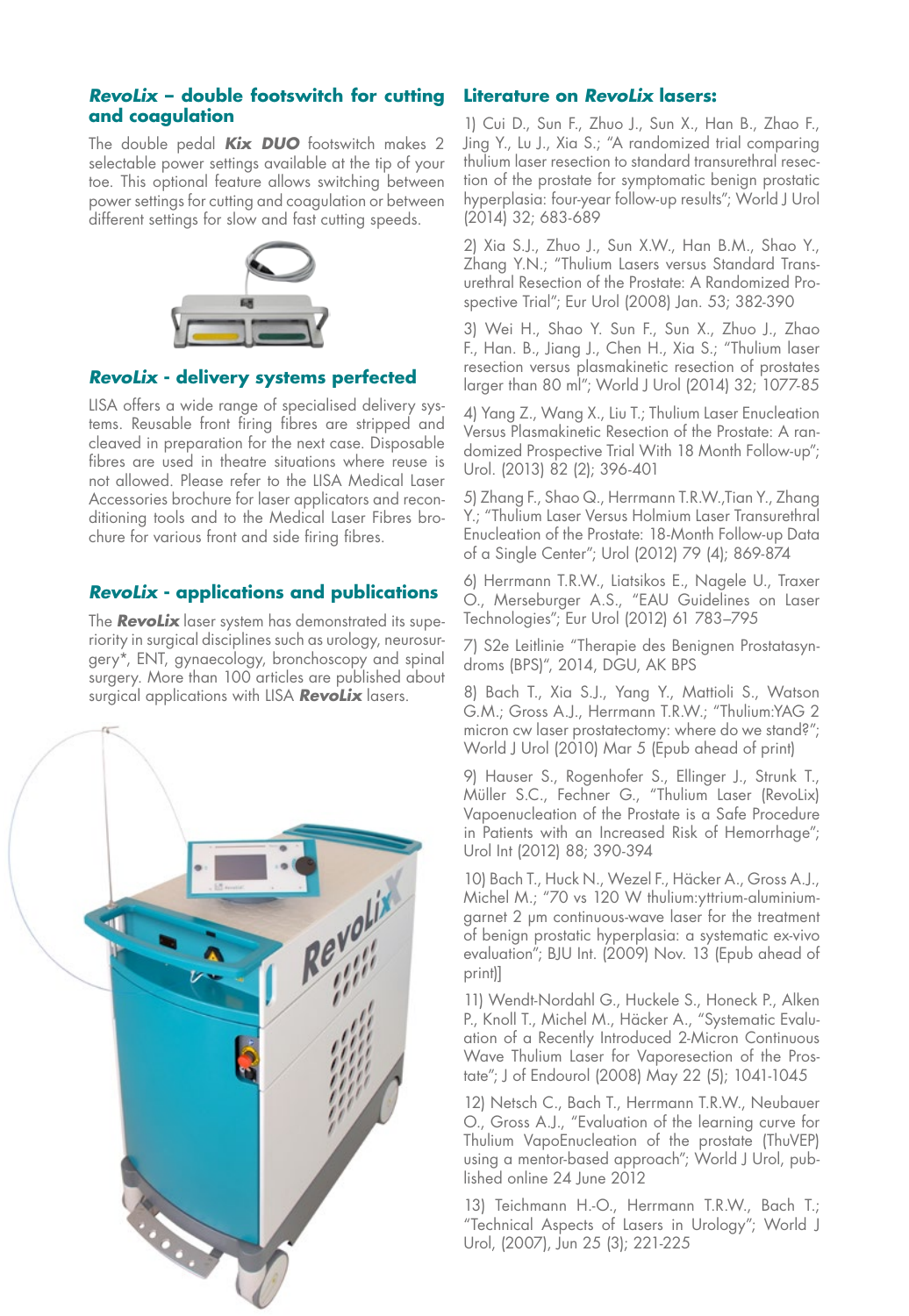## *RevoLix* – double footswitch for cutting and coagulation

The double pedal ***Kix DUO*** footswitch makes 2 selectable power settings available at the tip of your toe. This optional feature allows switching between power settings for cutting and coagulation or between different settings for slow and fast cutting speeds.

## *RevoLix* - delivery systems perfected

LISA offers a wide range of specialised delivery systems. Reusable front firing fibres are stripped and cleaved in preparation for the next case. Disposable fibres are used in theatre situations where reuse is not allowed. Please refer to the LISA Medical Laser Accessories brochure for laser applicators and reconditioning tools and to the Medical Laser Fibres brochure for various front and side firing fibres.

## *RevoLix* - applications and publications

The ***RevoLix*** laser system has demonstrated its superiority in surgical disciplines such as urology, neurosurgery*, ENT, gynaecology, bronchoscopy and spinal surgery. More than 100 articles are published about surgical applications with LISA ***RevoLix*** lasers.

## Literature on *RevoLix* lasers:

1) Cui D., Sun F., Zhuo J., Sun X., Han B., Zhao F., Jing Y., Lu J., Xia S.; "A randomized trial comparing thulium laser resection to standard transurethral resection of the prostate for symptomatic benign prostatic hyperplasia: four-year follow-up results"; World J Urol (2014) 32; 683-689

2) Xia S.J., Zhuo J., Sun X.W., Han B.M., Shao Y., Zhang Y.N.; "Thulium Lasers versus Standard Transurethral Resection of the Prostate: A Randomized Prospective Trial"; Eur Urol (2008) Jan. 53; 382-390

3) Wei H., Shao Y. Sun F., Sun X., Zhuo J., Zhao F., Han. B., Jiang J., Chen H., Xia S.; "Thulium laser resection versus plasmakinetic resection of prostates larger than 80 ml"; World J Urol (2014) 32; 1077-85

4) Yang Z., Wang X., Liu T.; Thulium Laser Enucleation Versus Plasmakinetic Resection of the Prostate: A randomized Prospective Trial With 18 Month Follow-up"; Urol. (2013) 82 (2); 396-401

5) Zhang F., Shao Q., Herrmann T.R.W.,Tian Y., Zhang Y.; "Thulium Laser Versus Holmium Laser Transurethral Enucleation of the Prostate: 18-Month Follow-up Data of a Single Center"; Urol (2012) 79 (4); 869-874

6) Herrmann T.R.W., Liatsikos E., Nagele U., Traxer O., Merseburger A.S., "EAU Guidelines on Laser Technologies"; Eur Urol (2012) 61 783–795

7) S2e Leitlinie "Therapie des Benignen Prostatasyndroms (BPS)", 2014, DGU, AK BPS

8) Bach T., Xia S.J., Yang Y., Mattioli S., Watson G.M.; Gross A.J., Herrmann T.R.W.; "Thulium:YAG 2 micron cw laser prostatectomy: where do we stand?"; World J Urol (2010) Mar 5 (Epub ahead of print)

9) Hauser S., Rogenhofer S., Ellinger J., Strunk T., Müller S.C., Fechner G., "Thulium Laser (RevoLix) Vapoenucleation of the Prostate is a Safe Procedure in Patients with an Increased Risk of Hemorrhage"; Urol Int (2012) 88; 390-394

10) Bach T., Huck N., Wezel F., Häcker A., Gross A.J., Michel M.; "70 vs 120 W thulium:yttrium-aluminium-garnet 2 μm continuous-wave laser for the treatment of benign prostatic hyperplasia: a systematic ex-vivo evaluation"; BJU Int. (2009) Nov. 13 (Epub ahead of print)]

11) Wendt-Nordahl G., Huckele S., Honeck P., Alken P., Knoll T., Michel M., Häcker A., "Systematic Evaluation of a Recently Introduced 2-Micron Continuous Wave Thulium Laser for Vaporesection of the Prostate"; J of Endourol (2008) May 22 (5); 1041-1045

12) Netsch C., Bach T., Herrmann T.R.W., Neubauer O., Gross A.J., "Evaluation of the learning curve for Thulium VapoEnucleation of the prostate (ThuVEP) using a mentor-based approach"; World J Urol, published online 24 June 2012

13) Teichmann H.-O., Herrmann T.R.W., Bach T.; "Technical Aspects of Lasers in Urology"; World J Urol, (2007), Jun 25 (3); 221-225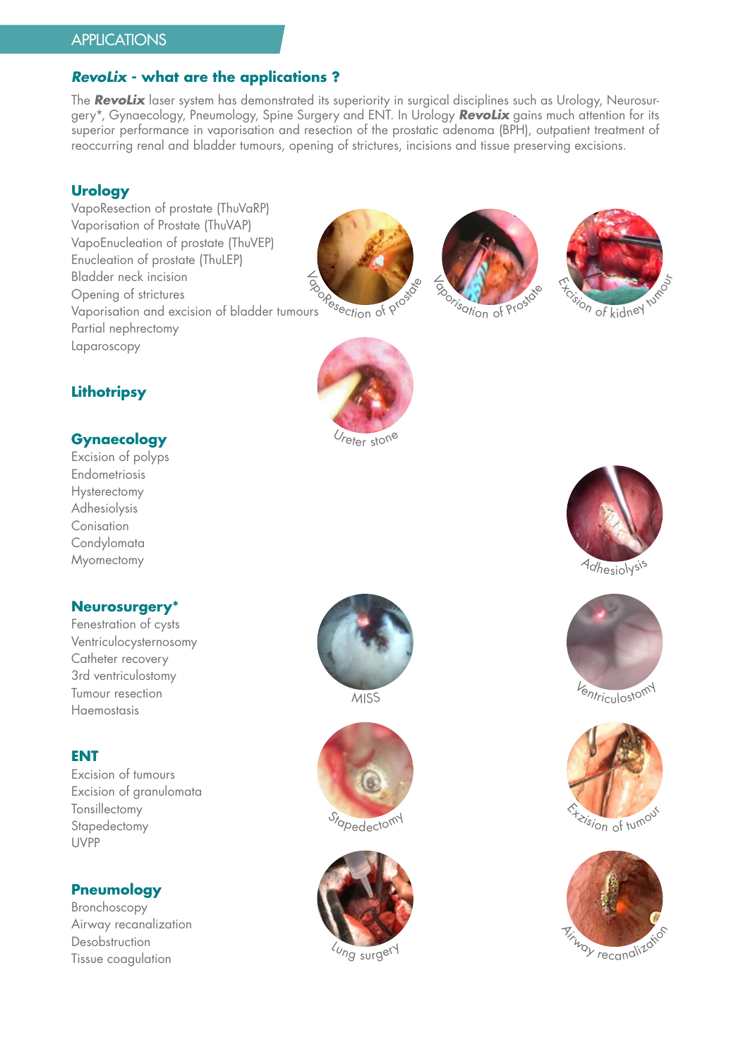## APPLICATIONS

### *RevoLix* - what are the applications ?

The ***RevoLix*** laser system has demonstrated its superiority in surgical disciplines such as Urology, Neurosurgery*, Gynaecology, Pneumology, Spine Surgery and ENT. In Urology ***RevoLix*** gains much attention for its superior performance in vaporisation and resection of the prostatic adenoma (BPH), outpatient treatment of reoccurring renal and bladder tumours, opening of strictures, incisions and tissue preserving excisions.

### Urology

- VapoResection of prostate (ThuVaRP)
- Vaporisation of Prostate (ThuVAP)
- VapoEnucleation of prostate (ThuVEP)
- Enucleation of prostate (ThuLEP)
- Bladder neck incision
- Opening of strictures
- Vaporisation and excision of bladder tumours
- Partial nephrectomy
- Laparoscopy

VapoResection of prostate

Vaporisation of Prostate

Excision of kidney tumour

### Lithotripsy

Ureter stone

### Gynaecology

- Excision of polyps
- Endometriosis
- Hysterectomy
- Adhesiolysis
- Conisation
- Condylomata
- Myomectomy

Adhesiolysis

### Neurosurgery*

- Fenestration of cysts
- Ventriculocysternosomy
- Catheter recovery
- 3rd ventriculostomy
- Tumour resection
- Haemostasis

MISS

Ventriculostomy

### ENT

- Excision of tumours
- Excision of granulomata
- Tonsillectomy
- Stapedectomy
- UVPP

Stapedectomy

Exzision of tumour

### Pneumology

- Bronchoscopy
- Airway recanalization
- Desobstruction
- Tissue coagulation

Lung surgery

Airway recanalization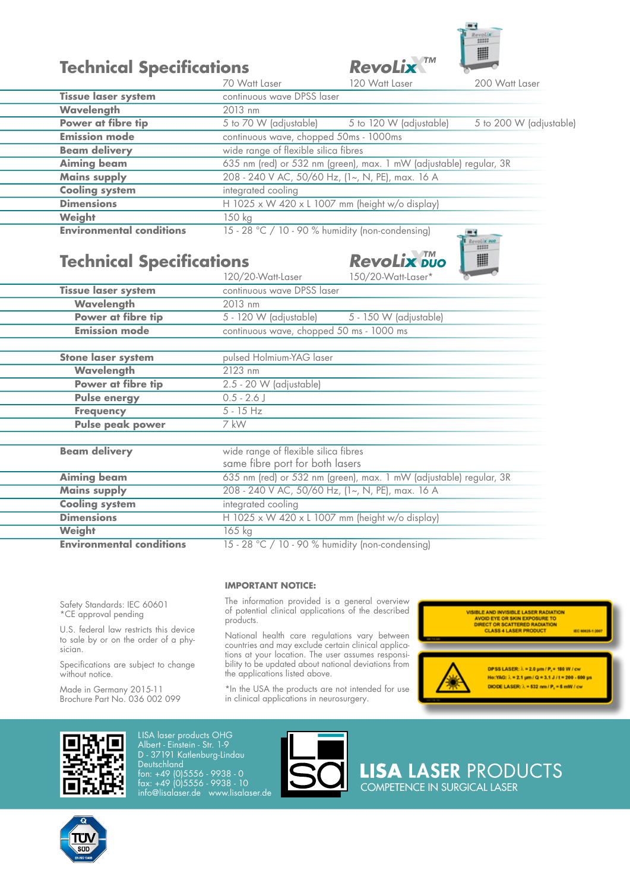## Technical Specifications

**RevoLix™**

| | 70 Watt Laser | 120 Watt Laser | 200 Watt Laser |
|---|---|---|---|
| **Tissue laser system** | continuous wave DPSS laser | | |
| **Wavelength** | 2013 nm | | |
| **Power at fibre tip** | 5 to 70 W (adjustable) | 5 to 120 W (adjustable) | 5 to 200 W (adjustable) |
| **Emission mode** | continuous wave, chopped 50ms - 1000ms | | |
| **Beam delivery** | wide range of flexible silica fibres | | |
| **Aiming beam** | 635 nm (red) or 532 nm (green), max. 1 mW (adjustable) regular, 3R | | |
| **Mains supply** | 208 - 240 V AC, 50/60 Hz, (1~, N, PE), max. 16 A | | |
| **Cooling system** | integrated cooling | | |
| **Dimensions** | H 1025 x W 420 x L 1007 mm (height w/o display) | | |
| **Weight** | 150 kg | | |
| **Environmental conditions** | 15 - 28 °C / 10 - 90 % humidity (non-condensing) | | |

## Technical Specifications

**RevoLix™ DUO**

| | 120/20-Watt-Laser | 150/20-Watt-Laser* |
|---|---|---|
| **Tissue laser system** | continuous wave DPSS laser | |
| **Wavelength** | 2013 nm | |
| **Power at fibre tip** | 5 - 120 W (adjustable) | 5 - 150 W (adjustable) |
| **Emission mode** | continuous wave, chopped 50 ms - 1000 ms | |
| | | |
| **Stone laser system** | pulsed Holmium-YAG laser | |
| **Wavelength** | 2123 nm | |
| **Power at fibre tip** | 2.5 - 20 W (adjustable) | |
| **Pulse energy** | 0.5 - 2.6 J | |
| **Frequency** | 5 - 15 Hz | |
| **Pulse peak power** | 7 kW | |
| | | |
| **Beam delivery** | wide range of flexible silica fibres<br>same fibre port for both lasers | |
| **Aiming beam** | 635 nm (red) or 532 nm (green), max. 1 mW (adjustable) regular, 3R | |
| **Mains supply** | 208 - 240 V AC, 50/60 Hz, (1~, N, PE), max. 16 A | |
| **Cooling system** | integrated cooling | |
| **Dimensions** | H 1025 x W 420 x L 1007 mm (height w/o display) | |
| **Weight** | 165 kg | |
| **Environmental conditions** | 15 - 28 °C / 10 - 90 % humidity (non-condensing) | |

Safety Standards: IEC 60601
*CE approval pending

U.S. federal law restricts this device to sale by or on the order of a physician.

Specifications are subject to change without notice.

Made in Germany 2015-11
Brochure Part No. 036 002 099

**IMPORTANT NOTICE:**

The information provided is a general overview of potential clinical applications of the described products.

National health care regulations vary between countries and may exclude certain clinical applications at your location. The user assumes responsibility to be updated about national deviations from the applications listed above.

*In the USA the products are not intended for use in clinical applications in neurosurgery.

VISIBLE AND INVISIBLE LASER RADIATION
AVOID EYE OR SKIN EXPOSURE TO
DIRECT OR SCATTERED RADIATION
CLASS 4 LASER PRODUCT
IEC 60825-1:2007

DPSS LASER: λ = 2.0 µm / $P_c$ = 180 W / cw
Ho:YAG: λ = 2.1 µm / Q = 3.1 J / t = 200 - 600 µs
DIODE LASER: λ = 532 nm / $P_c$ = 5 mW / cw

LISA laser products OHG
Albert - Einstein - Str. 1-9
D - 37191 Katlenburg-Lindau
Deutschland
fon: +49 (0)5556 - 9938 - 0
fax: +49 (0)5556 - 9938 - 10
info@lisalaser.de www.lisalaser.de

**LISA LASER** PRODUCTS
COMPETENCE IN SURGICAL LASER

TÜV SÜD